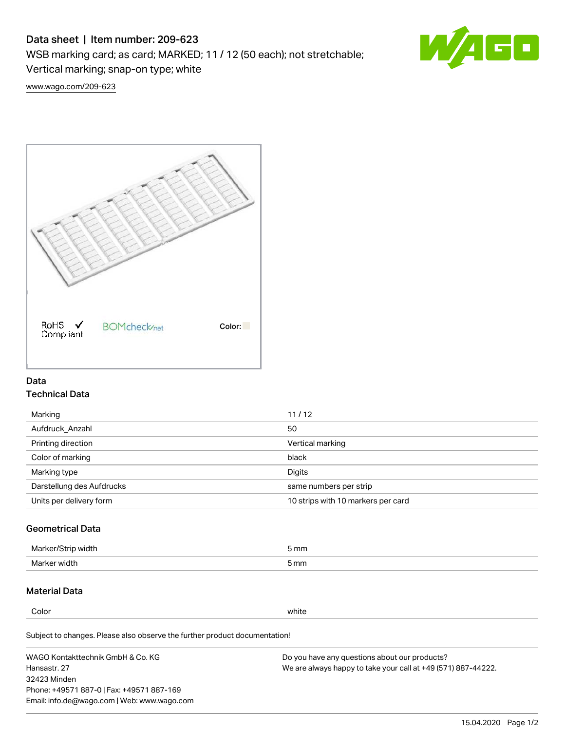# Data sheet | Item number: 209-623

WSB marking card; as card; MARKED; 11 / 12 (50 each); not stretchable; Vertical marking; snap-on type; white

www.wago.com/209-623

RoHS Compliant ✓ BOMcheck.net Color:

## Data

### Technical Data

| | |
|---|---|
| Marking | 11 / 12 |
| Aufdruck_Anzahl | 50 |
| Printing direction | Vertical marking |
| Color of marking | black |
| Marking type | Digits |
| Darstellung des Aufdrucks | same numbers per strip |
| Units per delivery form | 10 strips with 10 markers per card |

### Geometrical Data

| | |
|---|---|
| Marker/Strip width | 5 mm |
| Marker width | 5 mm |

### Material Data

| | |
|---|---|
| Color | white |

Subject to changes. Please also observe the further product documentation!

WAGO Kontakttechnik GmbH & Co. KG
Hansastr. 27
32423 Minden
Phone: +49571 887-0 | Fax: +49571 887-169
Email: info.de@wago.com | Web: www.wago.com

Do you have any questions about our products?
We are always happy to take your call at +49 (571) 887-44222.

15.04.2020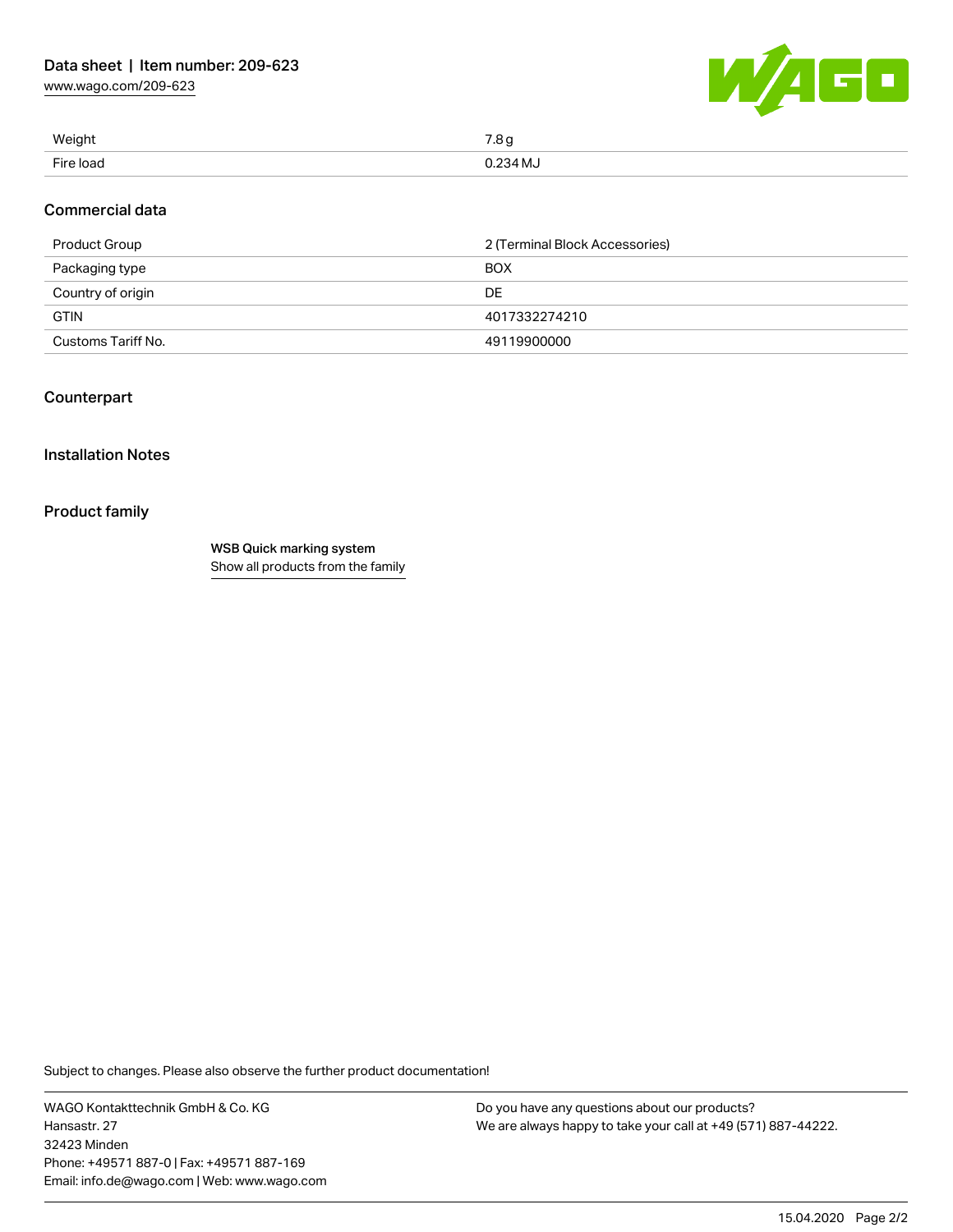| | |
|---|---|
| Weight | 7.8 g |
| Fire load | 0.234 MJ |

## Commercial data

| | |
|---|---|
| Product Group | 2 (Terminal Block Accessories) |
| Packaging type | BOX |
| Country of origin | DE |
| GTIN | 4017332274210 |
| Customs Tariff No. | 49119900000 |

## Counterpart

## Installation Notes

## Product family

**WSB Quick marking system**
Show all products from the family

Subject to changes. Please also observe the further product documentation!

WAGO Kontakttechnik GmbH & Co. KG
Hansastr. 27
32423 Minden
Phone: +49571 887-0 | Fax: +49571 887-169
Email: info.de@wago.com | Web: www.wago.com

Do you have any questions about our products?
We are always happy to take your call at +49 (571) 887-44222.